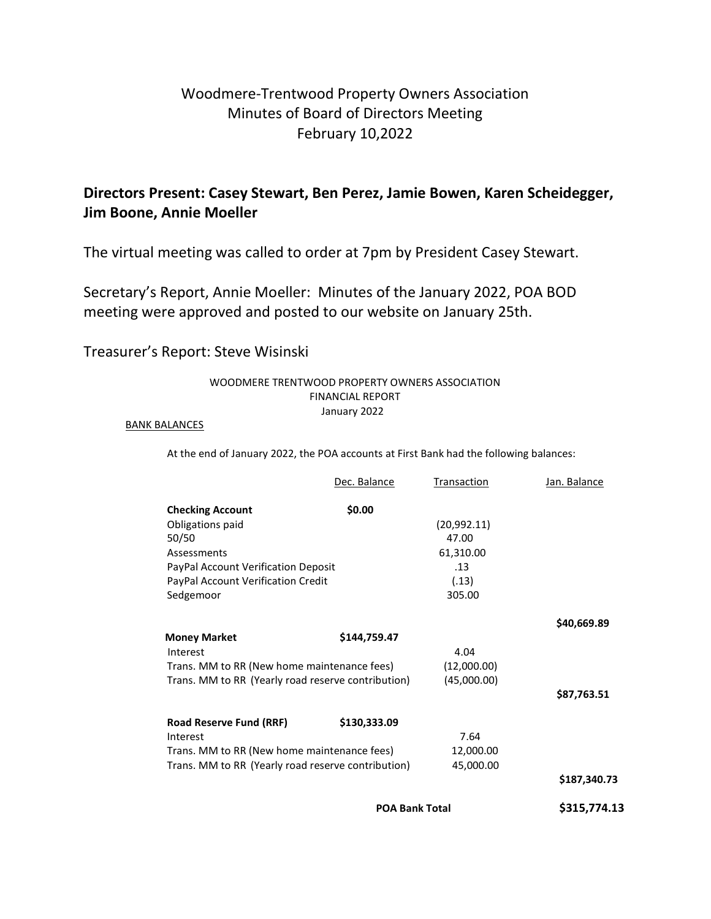# Woodmere-Trentwood Property Owners Association
## Minutes of Board of Directors Meeting
## February 10,2022

**Directors Present: Casey Stewart, Ben Perez, Jamie Bowen, Karen Scheidegger, Jim Boone, Annie Moeller**

The virtual meeting was called to order at 7pm by President Casey Stewart.

Secretary's Report, Annie Moeller: Minutes of the January 2022, POA BOD meeting were approved and posted to our website on January 25th.

Treasurer's Report: Steve Wisinski

WOODMERE TRENTWOOD PROPERTY OWNERS ASSOCIATION
FINANCIAL REPORT
January 2022

BANK BALANCES

At the end of January 2022, the POA accounts at First Bank had the following balances:

| | Dec. Balance | Transaction | Jan. Balance |
|---|---|---|---|
| **Checking Account** | **$0.00** | | |
| Obligations paid | | (20,992.11) | |
| 50/50 | | 47.00 | |
| Assessments | | 61,310.00 | |
| PayPal Account Verification Deposit | | .13 | |
| PayPal Account Verification Credit | | (.13) | |
| Sedgemoor | | 305.00 | |
| | | | **$40,669.89** |
| **Money Market** | **$144,759.47** | | |
| Interest | | 4.04 | |
| Trans. MM to RR (New home maintenance fees) | | (12,000.00) | |
| Trans. MM to RR (Yearly road reserve contribution) | | (45,000.00) | |
| | | | **$87,763.51** |
| **Road Reserve Fund (RRF)** | **$130,333.09** | | |
| Interest | | 7.64 | |
| Trans. MM to RR (New home maintenance fees) | | 12,000.00 | |
| Trans. MM to RR (Yearly road reserve contribution) | | 45,000.00 | |
| | | | **$187,340.73** |
| | | **POA Bank Total** | **$315,774.13** |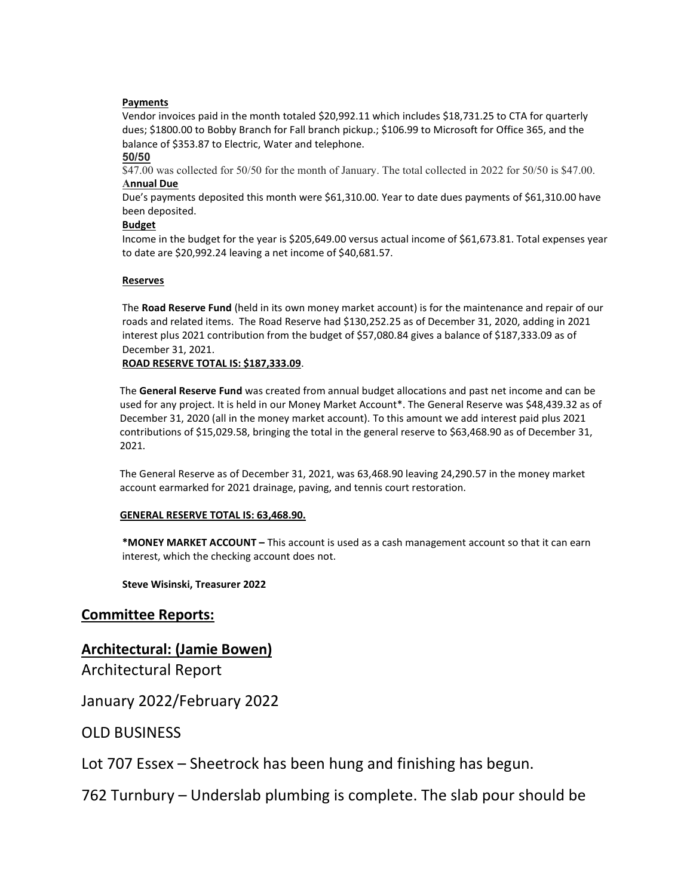**Payments**

Vendor invoices paid in the month totaled $20,992.11 which includes $18,731.25 to CTA for quarterly dues; $1800.00 to Bobby Branch for Fall branch pickup.; $106.99 to Microsoft for Office 365, and the balance of $353.87 to Electric, Water and telephone.

**50/50**

$47.00 was collected for 50/50 for the month of January. The total collected in 2022 for 50/50 is $47.00.

**Annual Due**

Due's payments deposited this month were $61,310.00. Year to date dues payments of $61,310.00 have been deposited.

**Budget**

Income in the budget for the year is $205,649.00 versus actual income of $61,673.81. Total expenses year to date are $20,992.24 leaving a net income of $40,681.57.

**Reserves**

The **Road Reserve Fund** (held in its own money market account) is for the maintenance and repair of our roads and related items. The Road Reserve had $130,252.25 as of December 31, 2020, adding in 2021 interest plus 2021 contribution from the budget of $57,080.84 gives a balance of $187,333.09 as of December 31, 2021.

**ROAD RESERVE TOTAL IS: $187,333.09**.

The **General Reserve Fund** was created from annual budget allocations and past net income and can be used for any project. It is held in our Money Market Account*. The General Reserve was $48,439.32 as of December 31, 2020 (all in the money market account). To this amount we add interest paid plus 2021 contributions of $15,029.58, bringing the total in the general reserve to $63,468.90 as of December 31, 2021.

The General Reserve as of December 31, 2021, was 63,468.90 leaving 24,290.57 in the money market account earmarked for 2021 drainage, paving, and tennis court restoration.

**GENERAL RESERVE TOTAL IS: 63,468.90.**

***MONEY MARKET ACCOUNT –** This account is used as a cash management account so that it can earn interest, which the checking account does not.

**Steve Wisinski, Treasurer 2022**

## Committee Reports:

## Architectural: (Jamie Bowen)

Architectural Report

January 2022/February 2022

OLD BUSINESS

Lot 707 Essex – Sheetrock has been hung and finishing has begun.

762 Turnbury – Underslab plumbing is complete. The slab pour should be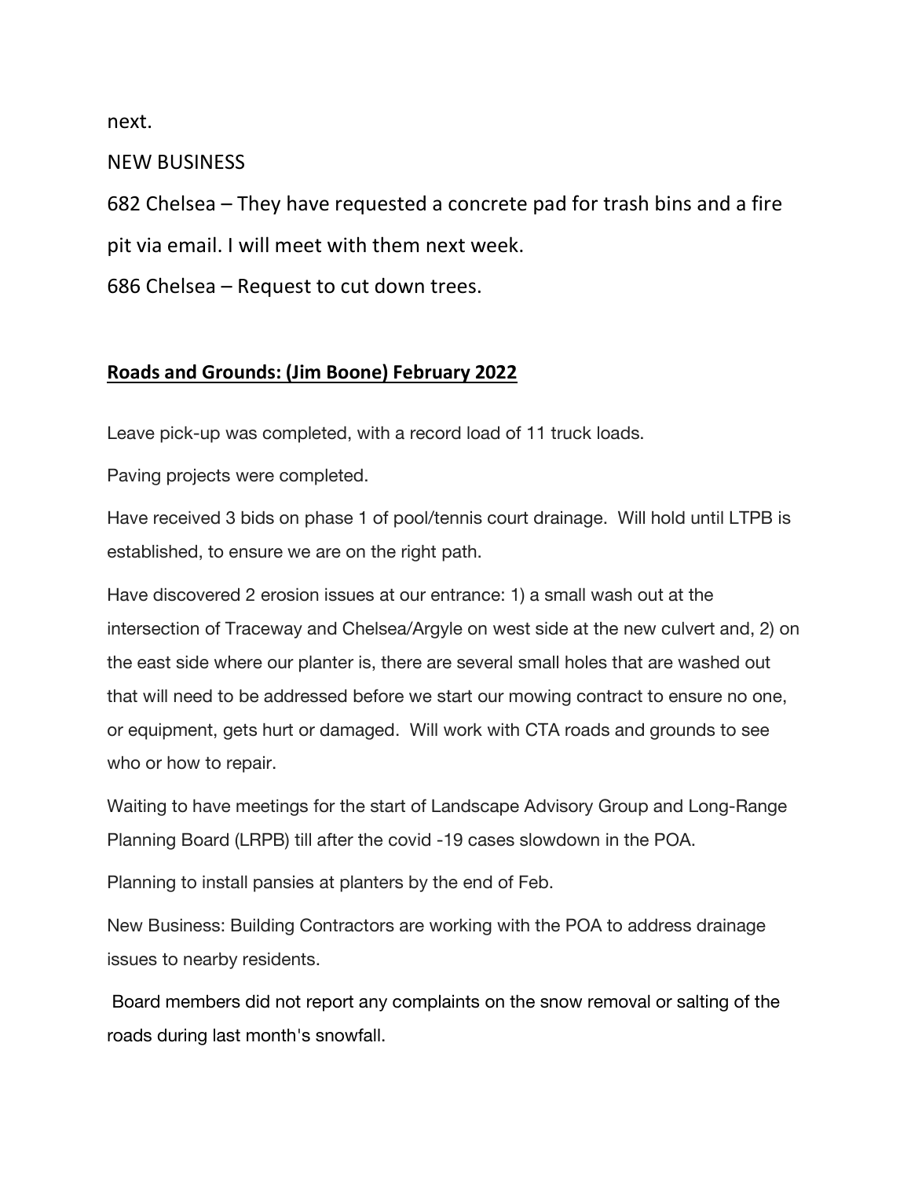next.

NEW BUSINESS

682 Chelsea – They have requested a concrete pad for trash bins and a fire pit via email. I will meet with them next week.

686 Chelsea – Request to cut down trees.

**Roads and Grounds: (Jim Boone) February 2022**

Leave pick-up was completed, with a record load of 11 truck loads.

Paving projects were completed.

Have received 3 bids on phase 1 of pool/tennis court drainage. Will hold until LTPB is established, to ensure we are on the right path.

Have discovered 2 erosion issues at our entrance: 1) a small wash out at the intersection of Traceway and Chelsea/Argyle on west side at the new culvert and, 2) on the east side where our planter is, there are several small holes that are washed out that will need to be addressed before we start our mowing contract to ensure no one, or equipment, gets hurt or damaged. Will work with CTA roads and grounds to see who or how to repair.

Waiting to have meetings for the start of Landscape Advisory Group and Long-Range Planning Board (LRPB) till after the covid -19 cases slowdown in the POA.

Planning to install pansies at planters by the end of Feb.

New Business: Building Contractors are working with the POA to address drainage issues to nearby residents.

Board members did not report any complaints on the snow removal or salting of the roads during last month's snowfall.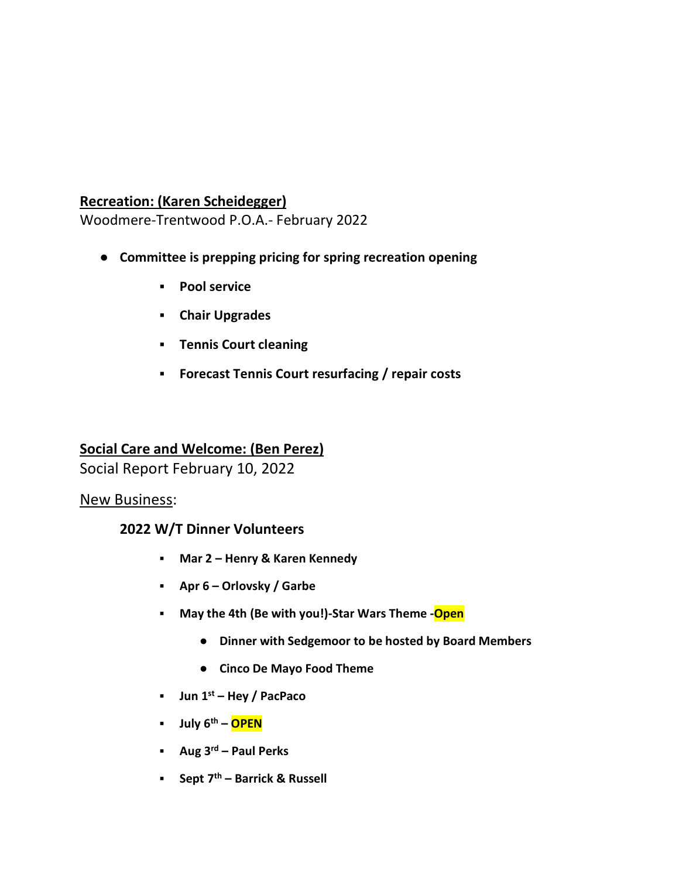**<u>Recreation: (Karen Scheidegger)</u>**

Woodmere-Trentwood P.O.A.- February 2022

- **Committee is prepping pricing for spring recreation opening**
  - **Pool service**
  - **Chair Upgrades**
  - **Tennis Court cleaning**
  - **Forecast Tennis Court resurfacing / repair costs**

**<u>Social Care and Welcome: (Ben Perez)</u>**

Social Report February 10, 2022

<u>New Business</u>:

**2022 W/T Dinner Volunteers**

- **Mar 2 – Henry & Karen Kennedy**
- **Apr 6 – Orlovsky / Garbe**
- **May the 4th (Be with you!)-Star Wars Theme -Open**
  - **Dinner with Sedgemoor to be hosted by Board Members**
  - **Cinco De Mayo Food Theme**
- **Jun 1st – Hey / PacPaco**
- **July 6th – OPEN**
- **Aug 3rd – Paul Perks**
- **Sept 7th – Barrick & Russell**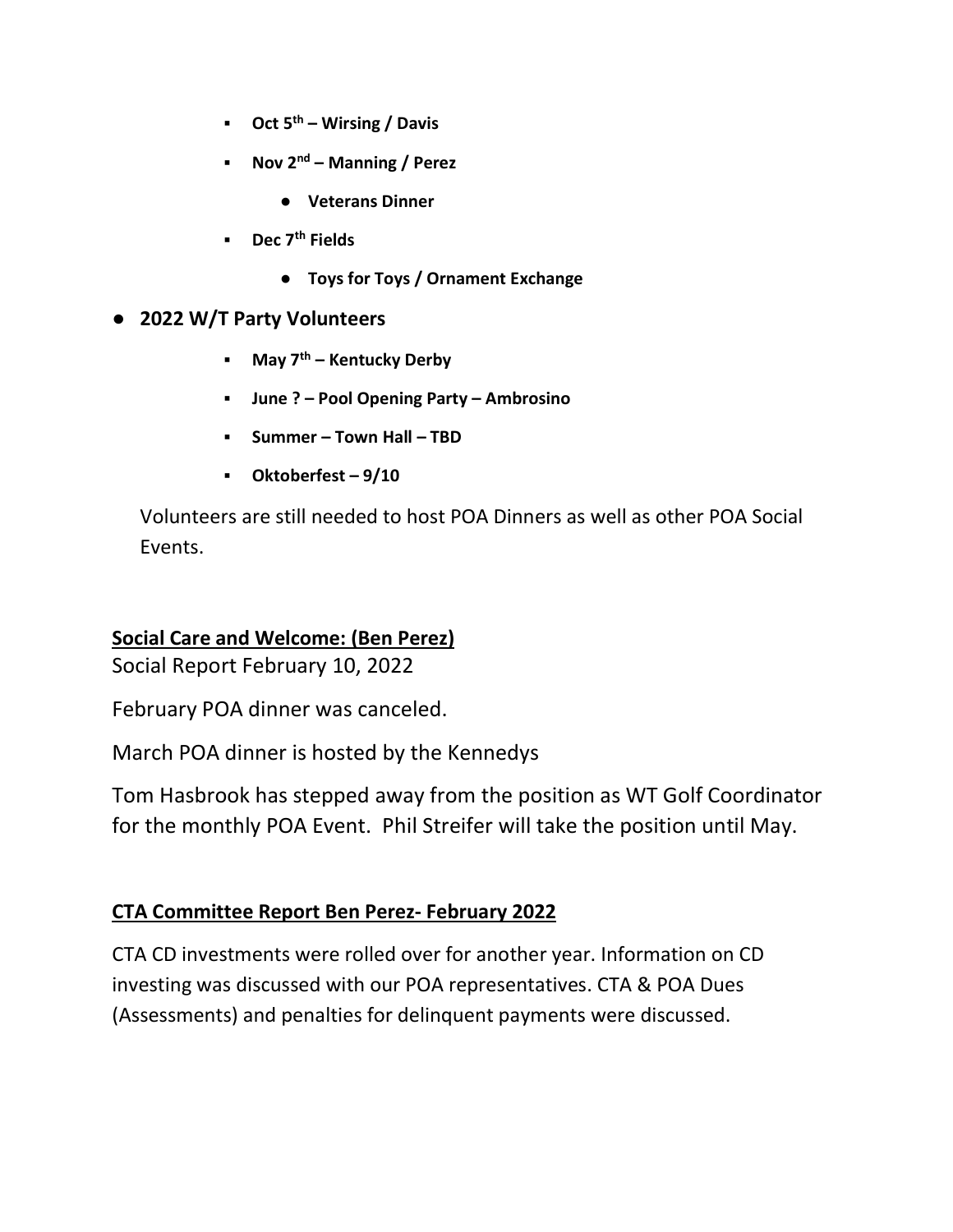- **Oct 5th – Wirsing / Davis**
- **Nov 2nd – Manning / Perez**
  - **Veterans Dinner**
- **Dec 7th Fields**
  - **Toys for Toys / Ornament Exchange**

- **2022 W/T Party Volunteers**
  - **May 7th – Kentucky Derby**
  - **June ? – Pool Opening Party – Ambrosino**
  - **Summer – Town Hall – TBD**
  - **Oktoberfest – 9/10**

Volunteers are still needed to host POA Dinners as well as other POA Social Events.

**Social Care and Welcome: (Ben Perez)**

Social Report February 10, 2022

February POA dinner was canceled.

March POA dinner is hosted by the Kennedys

Tom Hasbrook has stepped away from the position as WT Golf Coordinator for the monthly POA Event. Phil Streifer will take the position until May.

**CTA Committee Report Ben Perez- February 2022**

CTA CD investments were rolled over for another year. Information on CD investing was discussed with our POA representatives. CTA & POA Dues (Assessments) and penalties for delinquent payments were discussed.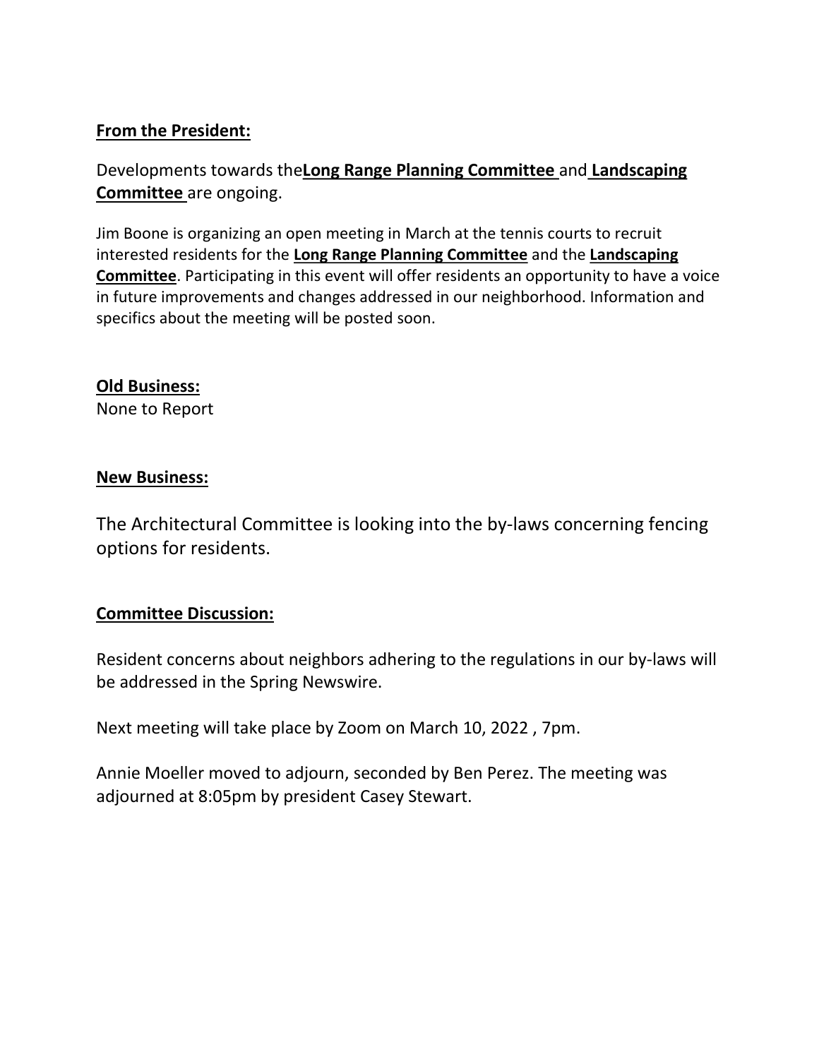**From the President:**

Developments towards the**Long Range Planning Committee** and **Landscaping Committee** are ongoing.

Jim Boone is organizing an open meeting in March at the tennis courts to recruit interested residents for the **Long Range Planning Committee** and the **Landscaping Committee**. Participating in this event will offer residents an opportunity to have a voice in future improvements and changes addressed in our neighborhood. Information and specifics about the meeting will be posted soon.

**Old Business:**

None to Report

**New Business:**

The Architectural Committee is looking into the by-laws concerning fencing options for residents.

**Committee Discussion:**

Resident concerns about neighbors adhering to the regulations in our by-laws will be addressed in the Spring Newswire.

Next meeting will take place by Zoom on March 10, 2022 , 7pm.

Annie Moeller moved to adjourn, seconded by Ben Perez. The meeting was adjourned at 8:05pm by president Casey Stewart.